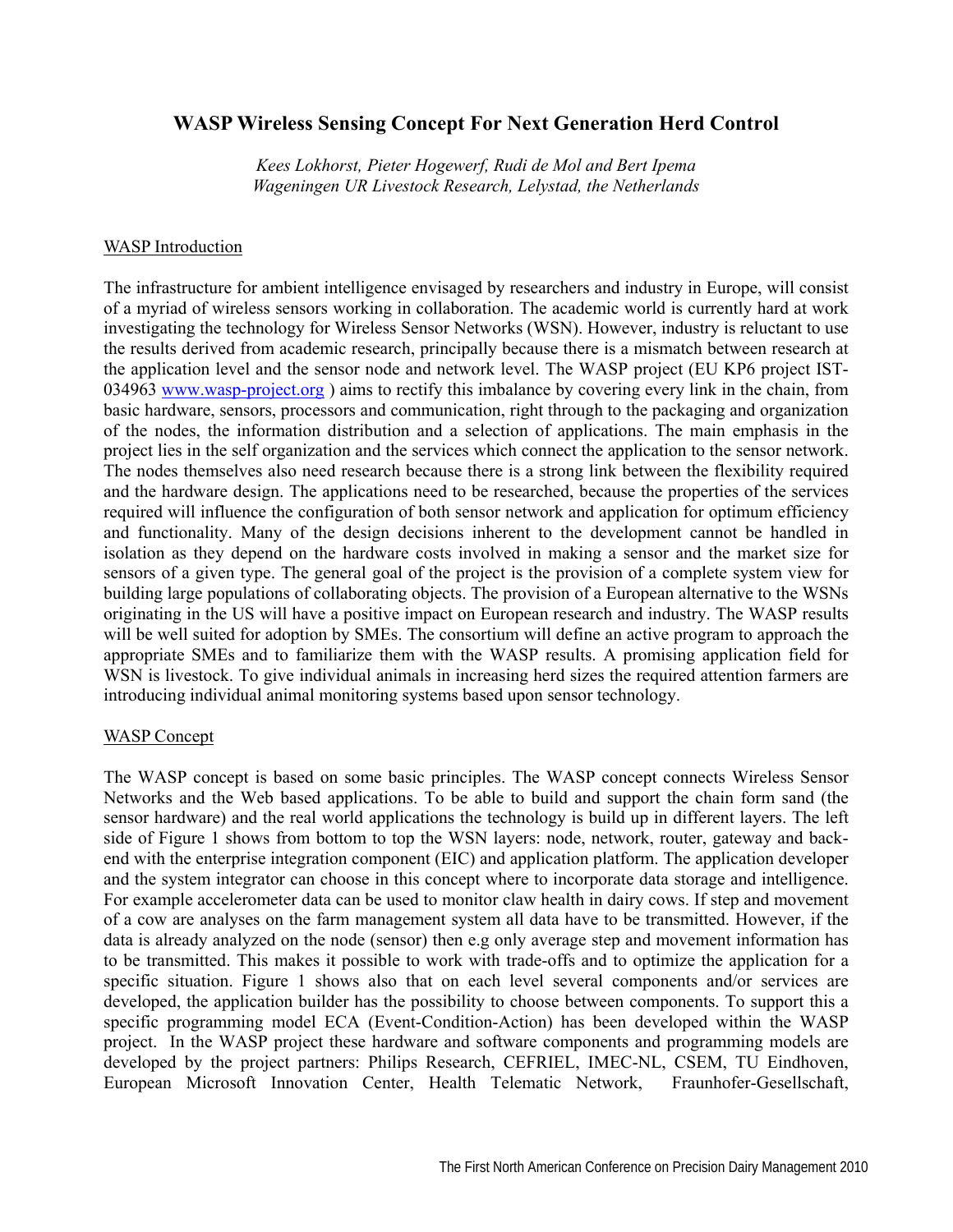# WASP Wireless Sensing Concept For Next Generation Herd Control

*Kees Lokhorst, Pieter Hogewerf, Rudi de Mol and Bert Ipema*
*Wageningen UR Livestock Research, Lelystad, the Netherlands*

## WASP Introduction

The infrastructure for ambient intelligence envisaged by researchers and industry in Europe, will consist of a myriad of wireless sensors working in collaboration. The academic world is currently hard at work investigating the technology for Wireless Sensor Networks (WSN). However, industry is reluctant to use the results derived from academic research, principally because there is a mismatch between research at the application level and the sensor node and network level. The WASP project (EU KP6 project IST-034963 www.wasp-project.org ) aims to rectify this imbalance by covering every link in the chain, from basic hardware, sensors, processors and communication, right through to the packaging and organization of the nodes, the information distribution and a selection of applications. The main emphasis in the project lies in the self organization and the services which connect the application to the sensor network. The nodes themselves also need research because there is a strong link between the flexibility required and the hardware design. The applications need to be researched, because the properties of the services required will influence the configuration of both sensor network and application for optimum efficiency and functionality. Many of the design decisions inherent to the development cannot be handled in isolation as they depend on the hardware costs involved in making a sensor and the market size for sensors of a given type. The general goal of the project is the provision of a complete system view for building large populations of collaborating objects. The provision of a European alternative to the WSNs originating in the US will have a positive impact on European research and industry. The WASP results will be well suited for adoption by SMEs. The consortium will define an active program to approach the appropriate SMEs and to familiarize them with the WASP results. A promising application field for WSN is livestock. To give individual animals in increasing herd sizes the required attention farmers are introducing individual animal monitoring systems based upon sensor technology.

## WASP Concept

The WASP concept is based on some basic principles. The WASP concept connects Wireless Sensor Networks and the Web based applications. To be able to build and support the chain form sand (the sensor hardware) and the real world applications the technology is build up in different layers. The left side of Figure 1 shows from bottom to top the WSN layers: node, network, router, gateway and back-end with the enterprise integration component (EIC) and application platform. The application developer and the system integrator can choose in this concept where to incorporate data storage and intelligence. For example accelerometer data can be used to monitor claw health in dairy cows. If step and movement of a cow are analyses on the farm management system all data have to be transmitted. However, if the data is already analyzed on the node (sensor) then e.g only average step and movement information has to be transmitted. This makes it possible to work with trade-offs and to optimize the application for a specific situation. Figure 1 shows also that on each level several components and/or services are developed, the application builder has the possibility to choose between components. To support this a specific programming model ECA (Event-Condition-Action) has been developed within the WASP project. In the WASP project these hardware and software components and programming models are developed by the project partners: Philips Research, CEFRIEL, IMEC-NL, CSEM, TU Eindhoven, European Microsoft Innovation Center, Health Telematic Network, Fraunhofer-Gesellschaft,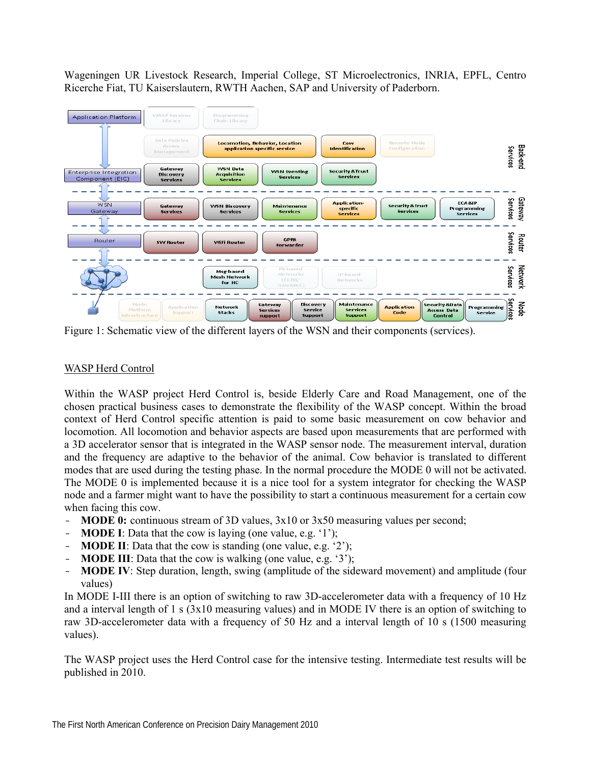Wageningen UR Livestock Research, Imperial College, ST Microelectronics, INRIA, EPFL, Centro Ricerche Fiat, TU Kaiserslautern, RWTH Aachen, SAP and University of Paderborn.

Application Platform
WASP Services Library
Programming Chain Library
Data Policies Access Management
Locomotion, Behavior, Location application specific service
Cow Identification
Remote Node Configuration
Back-end Services
Enterprise Integration Component (EIC)
Gateway Discovery Services
WSN Data Acquisition Services
WSN Eventing Services
Security & Trust Services
WSN Gateway
Gateway Services
WSN Discovery Services
Maintenance Services
Application-specific Services
Security & Trust Services
ECA & IP Programming Services
Gateway Services
Router
SW Router
WiFi Router
GPRS Forwarder
Router Services
Msg-based Mesh Network for HC
PS-based Networks (CCBR/ TrawMAC)
IP-based Networks
Network Services
Node Platform Infrastructure
Application Support
Network Stacks
Gateway Services support
Discovery Service Support
Maintenance Services Support
Application Code
Security & Data Access Data Control
Programming Service
Node Services

Figure 1: Schematic view of the different layers of the WSN and their components (services).

## WASP Herd Control

Within the WASP project Herd Control is, beside Elderly Care and Road Management, one of the chosen practical business cases to demonstrate the flexibility of the WASP concept. Within the broad context of Herd Control specific attention is paid to some basic measurement on cow behavior and locomotion. All locomotion and behavior aspects are based upon measurements that are performed with a 3D accelerator sensor that is integrated in the WASP sensor node. The measurement interval, duration and the frequency are adaptive to the behavior of the animal. Cow behavior is translated to different modes that are used during the testing phase. In the normal procedure the MODE 0 will not be activated. The MODE 0 is implemented because it is a nice tool for a system integrator for checking the WASP node and a farmer might want to have the possibility to start a continuous measurement for a certain cow when facing this cow.

- **MODE 0:** continuous stream of 3D values, 3x10 or 3x50 measuring values per second;
- **MODE I**: Data that the cow is laying (one value, e.g. '1');
- **MODE II**: Data that the cow is standing (one value, e.g. '2');
- **MODE III**: Data that the cow is walking (one value, e.g. '3');
- **MODE IV**: Step duration, length, swing (amplitude of the sideward movement) and amplitude (four values)

In MODE I-III there is an option of switching to raw 3D-accelerometer data with a frequency of 10 Hz and a interval length of 1 s (3x10 measuring values) and in MODE IV there is an option of switching to raw 3D-accelerometer data with a frequency of 50 Hz and a interval length of 10 s (1500 measuring values).

The WASP project uses the Herd Control case for the intensive testing. Intermediate test results will be published in 2010.